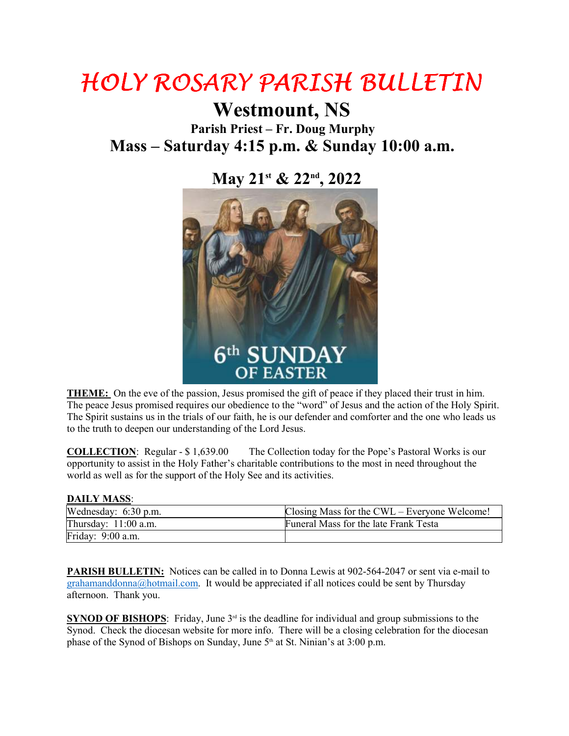# HOLY ROSARY PARISH BULLETIN

## Westmount, NS

### Parish Priest – Fr. Doug Murphy

## Mass – Saturday 4:15 p.m. & Sunday 10:00 a.m.

## May 21st & 22nd, 2022

6th SUNDAY OF EASTER

**THEME:** On the eve of the passion, Jesus promised the gift of peace if they placed their trust in him. The peace Jesus promised requires our obedience to the "word" of Jesus and the action of the Holy Spirit. The Spirit sustains us in the trials of our faith, he is our defender and comforter and the one who leads us to the truth to deepen our understanding of the Lord Jesus.

**COLLECTION**: Regular - $ 1,639.00 The Collection today for the Pope's Pastoral Works is our opportunity to assist in the Holy Father's charitable contributions to the most in need throughout the world as well as for the support of the Holy See and its activities.

**DAILY MASS**:

| | |
|---|---|
| Wednesday: 6:30 p.m. | Closing Mass for the CWL – Everyone Welcome! |
| Thursday: 11:00 a.m. | Funeral Mass for the late Frank Testa |
| Friday: 9:00 a.m. | |

**PARISH BULLETIN:** Notices can be called in to Donna Lewis at 902-564-2047 or sent via e-mail to grahamanddonna@hotmail.com. It would be appreciated if all notices could be sent by Thursday afternoon. Thank you.

**SYNOD OF BISHOPS**: Friday, June 3rd is the deadline for individual and group submissions to the Synod. Check the diocesan website for more info. There will be a closing celebration for the diocesan phase of the Synod of Bishops on Sunday, June 5th at St. Ninian's at 3:00 p.m.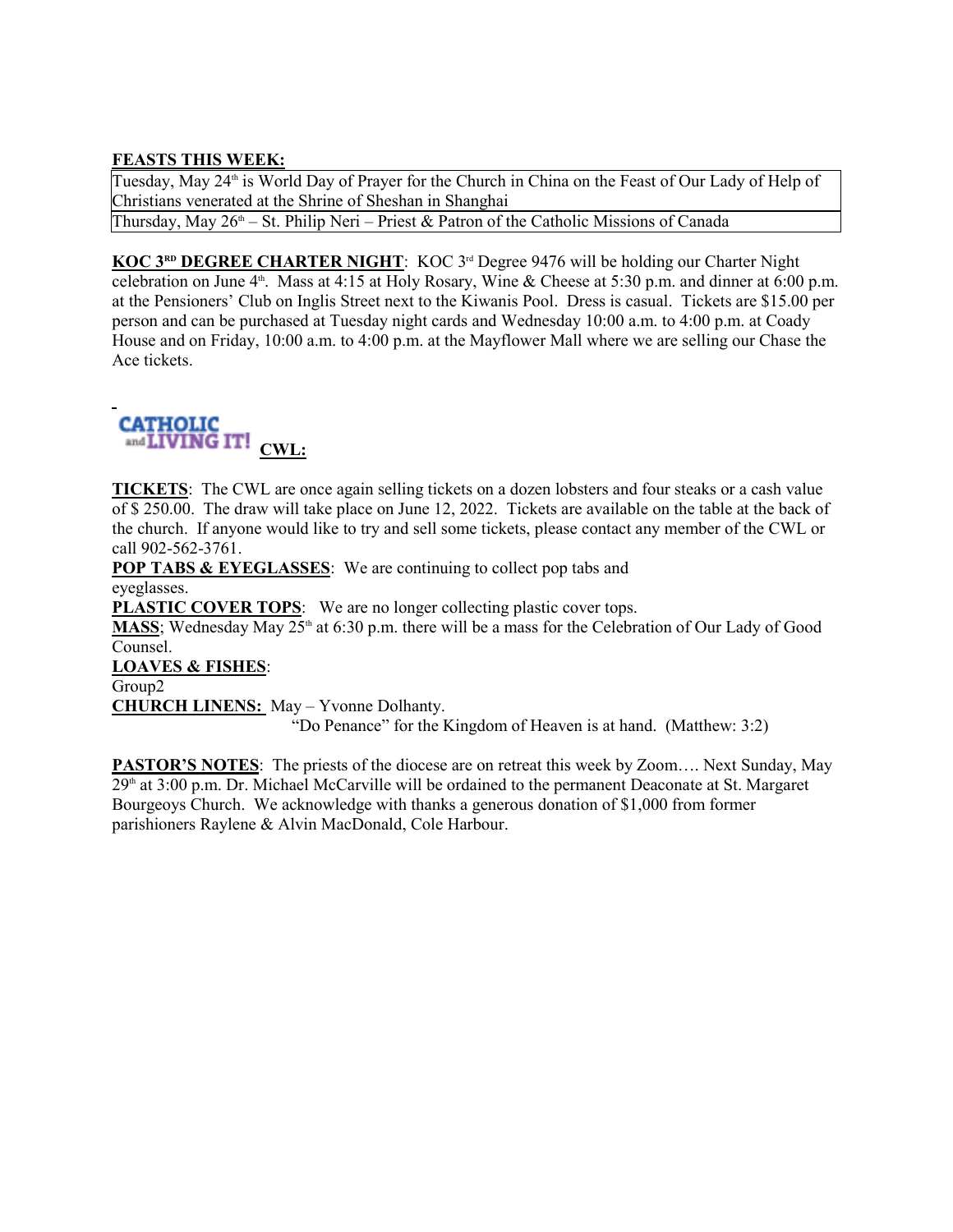**FEASTS THIS WEEK:**

| |
|---|
| Tuesday, May 24th is World Day of Prayer for the Church in China on the Feast of Our Lady of Help of Christians venerated at the Shrine of Sheshan in Shanghai |
| Thursday, May 26th – St. Philip Neri – Priest & Patron of the Catholic Missions of Canada |

**KOC 3RD DEGREE CHARTER NIGHT**: KOC 3rd Degree 9476 will be holding our Charter Night celebration on June 4th. Mass at 4:15 at Holy Rosary, Wine & Cheese at 5:30 p.m. and dinner at 6:00 p.m. at the Pensioners' Club on Inglis Street next to the Kiwanis Pool. Dress is casual. Tickets are $15.00 per person and can be purchased at Tuesday night cards and Wednesday 10:00 a.m. to 4:00 p.m. at Coady House and on Friday, 10:00 a.m. to 4:00 p.m. at the Mayflower Mall where we are selling our Chase the Ace tickets.

CATHOLIC and LIVING IT! **CWL:**

**TICKETS**: The CWL are once again selling tickets on a dozen lobsters and four steaks or a cash value of $ 250.00. The draw will take place on June 12, 2022. Tickets are available on the table at the back of the church. If anyone would like to try and sell some tickets, please contact any member of the CWL or call 902-562-3761.

**POP TABS & EYEGLASSES**: We are continuing to collect pop tabs and eyeglasses.

**PLASTIC COVER TOPS**: We are no longer collecting plastic cover tops.

**MASS**; Wednesday May 25th at 6:30 p.m. there will be a mass for the Celebration of Our Lady of Good Counsel.

**LOAVES & FISHES**:
Group2

**CHURCH LINENS:** May – Yvonne Dolhanty.

"Do Penance" for the Kingdom of Heaven is at hand. (Matthew: 3:2)

**PASTOR'S NOTES**: The priests of the diocese are on retreat this week by Zoom…. Next Sunday, May 29th at 3:00 p.m. Dr. Michael McCarville will be ordained to the permanent Deaconate at St. Margaret Bourgeoys Church. We acknowledge with thanks a generous donation of $1,000 from former parishioners Raylene & Alvin MacDonald, Cole Harbour.